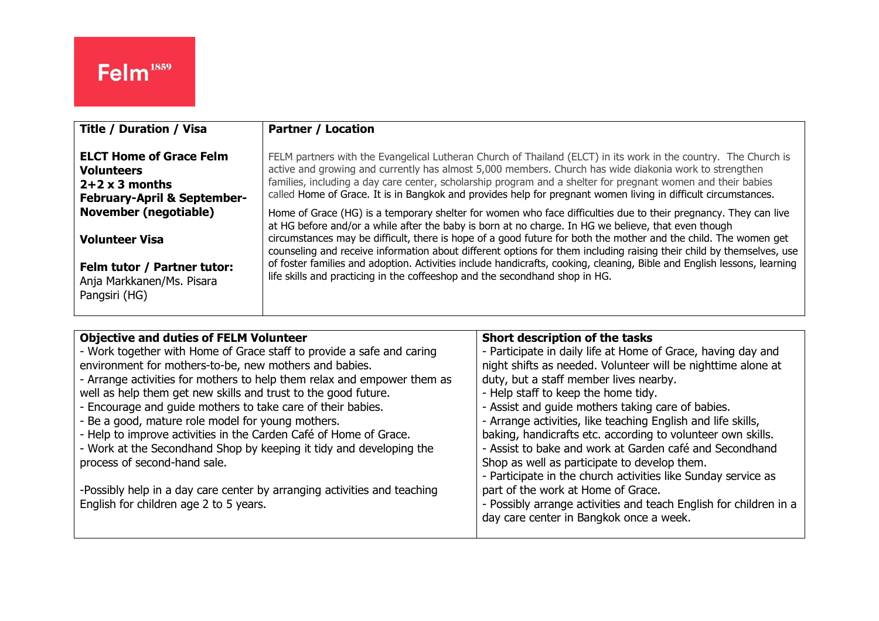Felm[1859]

| Title / Duration / Visa | Partner / Location |
|---|---|
| **ELCT Home of Grace Felm Volunteers**<br>**2+2 x 3 months**<br>**February-April & September-November (negotiable)**<br><br>**Volunteer Visa**<br><br>**Felm tutor / Partner tutor:**<br>Anja Markkanen/Ms. Pisara Pangsiri (HG) | FELM partners with the Evangelical Lutheran Church of Thailand (ELCT) in its work in the country. The Church is active and growing and currently has almost 5,000 members. Church has wide diakonia work to strengthen families, including a day care center, scholarship program and a shelter for pregnant women and their babies called Home of Grace. It is in Bangkok and provides help for pregnant women living in difficult circumstances.<br><br>Home of Grace (HG) is a temporary shelter for women who face difficulties due to their pregnancy. They can live at HG before and/or a while after the baby is born at no charge. In HG we believe, that even though circumstances may be difficult, there is hope of a good future for both the mother and the child. The women get counseling and receive information about different options for them including raising their child by themselves, use of foster families and adoption. Activities include handicrafts, cooking, cleaning, Bible and English lessons, learning life skills and practicing in the coffeeshop and the secondhand shop in HG. |

| Objective and duties of FELM Volunteer | Short description of the tasks |
|---|---|
| - Work together with Home of Grace staff to provide a safe and caring environment for mothers-to-be, new mothers and babies.<br>- Arrange activities for mothers to help them relax and empower them as well as help them get new skills and trust to the good future.<br>- Encourage and guide mothers to take care of their babies.<br>- Be a good, mature role model for young mothers.<br>- Help to improve activities in the Carden Café of Home of Grace.<br>- Work at the Secondhand Shop by keeping it tidy and developing the process of second-hand sale.<br><br>-Possibly help in a day care center by arranging activities and teaching English for children age 2 to 5 years. | - Participate in daily life at Home of Grace, having day and night shifts as needed. Volunteer will be nighttime alone at duty, but a staff member lives nearby.<br>- Help staff to keep the home tidy.<br>- Assist and guide mothers taking care of babies.<br>- Arrange activities, like teaching English and life skills, baking, handicrafts etc. according to volunteer own skills.<br>- Assist to bake and work at Garden café and Secondhand Shop as well as participate to develop them.<br>- Participate in the church activities like Sunday service as part of the work at Home of Grace.<br>- Possibly arrange activities and teach English for children in a day care center in Bangkok once a week. |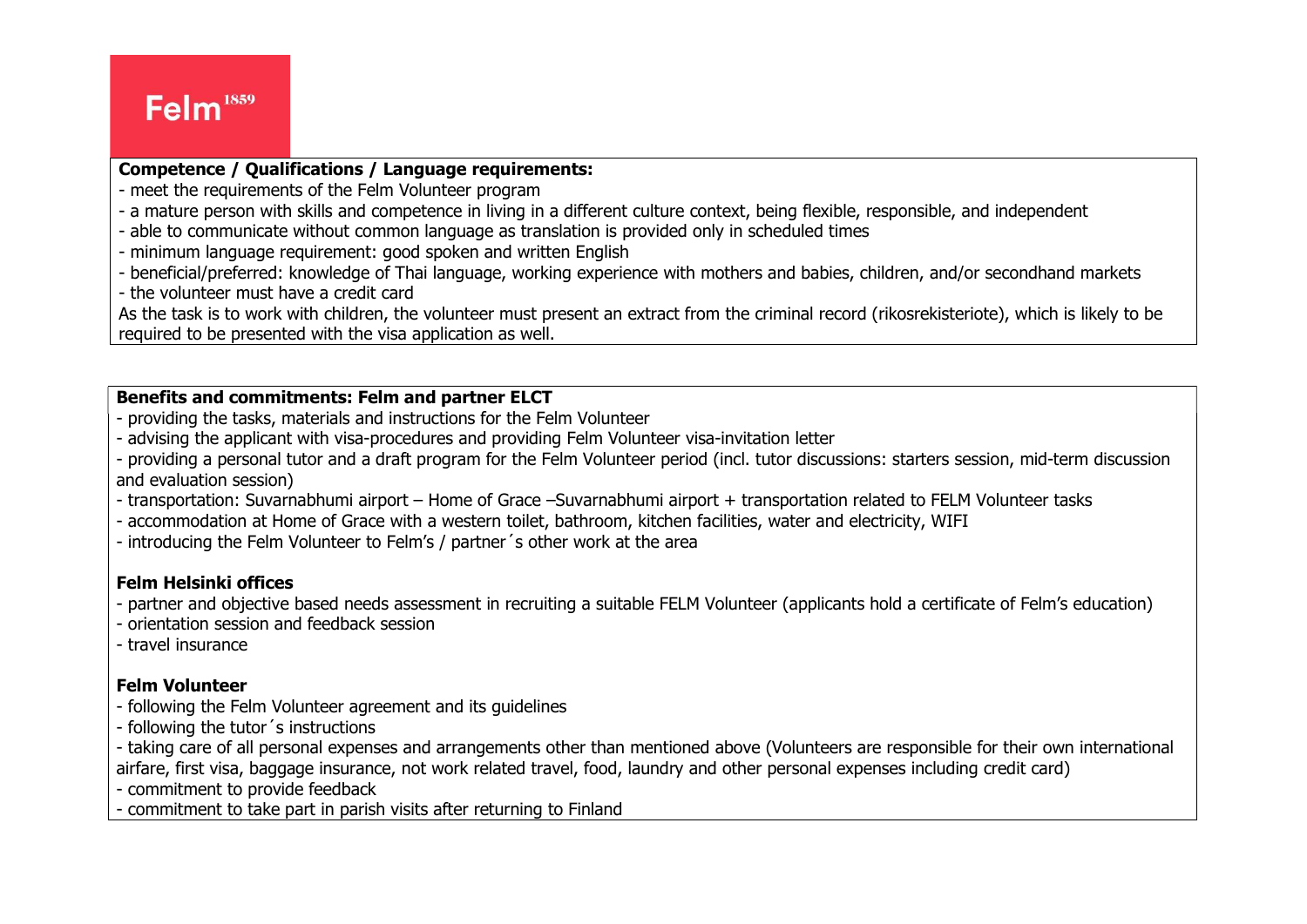**Competence / Qualifications / Language requirements:**

- meet the requirements of the Felm Volunteer program
- a mature person with skills and competence in living in a different culture context, being flexible, responsible, and independent
- able to communicate without common language as translation is provided only in scheduled times
- minimum language requirement: good spoken and written English
- beneficial/preferred: knowledge of Thai language, working experience with mothers and babies, children, and/or secondhand markets
- the volunteer must have a credit card

As the task is to work with children, the volunteer must present an extract from the criminal record (rikosrekisteriote), which is likely to be required to be presented with the visa application as well.

**Benefits and commitments: Felm and partner ELCT**

- providing the tasks, materials and instructions for the Felm Volunteer
- advising the applicant with visa-procedures and providing Felm Volunteer visa-invitation letter
- providing a personal tutor and a draft program for the Felm Volunteer period (incl. tutor discussions: starters session, mid-term discussion and evaluation session)
- transportation: Suvarnabhumi airport – Home of Grace –Suvarnabhumi airport + transportation related to FELM Volunteer tasks
- accommodation at Home of Grace with a western toilet, bathroom, kitchen facilities, water and electricity, WIFI
- introducing the Felm Volunteer to Felm's / partner´s other work at the area

**Felm Helsinki offices**

- partner and objective based needs assessment in recruiting a suitable FELM Volunteer (applicants hold a certificate of Felm's education)
- orientation session and feedback session
- travel insurance

**Felm Volunteer**

- following the Felm Volunteer agreement and its guidelines
- following the tutor´s instructions
- taking care of all personal expenses and arrangements other than mentioned above (Volunteers are responsible for their own international airfare, first visa, baggage insurance, not work related travel, food, laundry and other personal expenses including credit card)
- commitment to provide feedback
- commitment to take part in parish visits after returning to Finland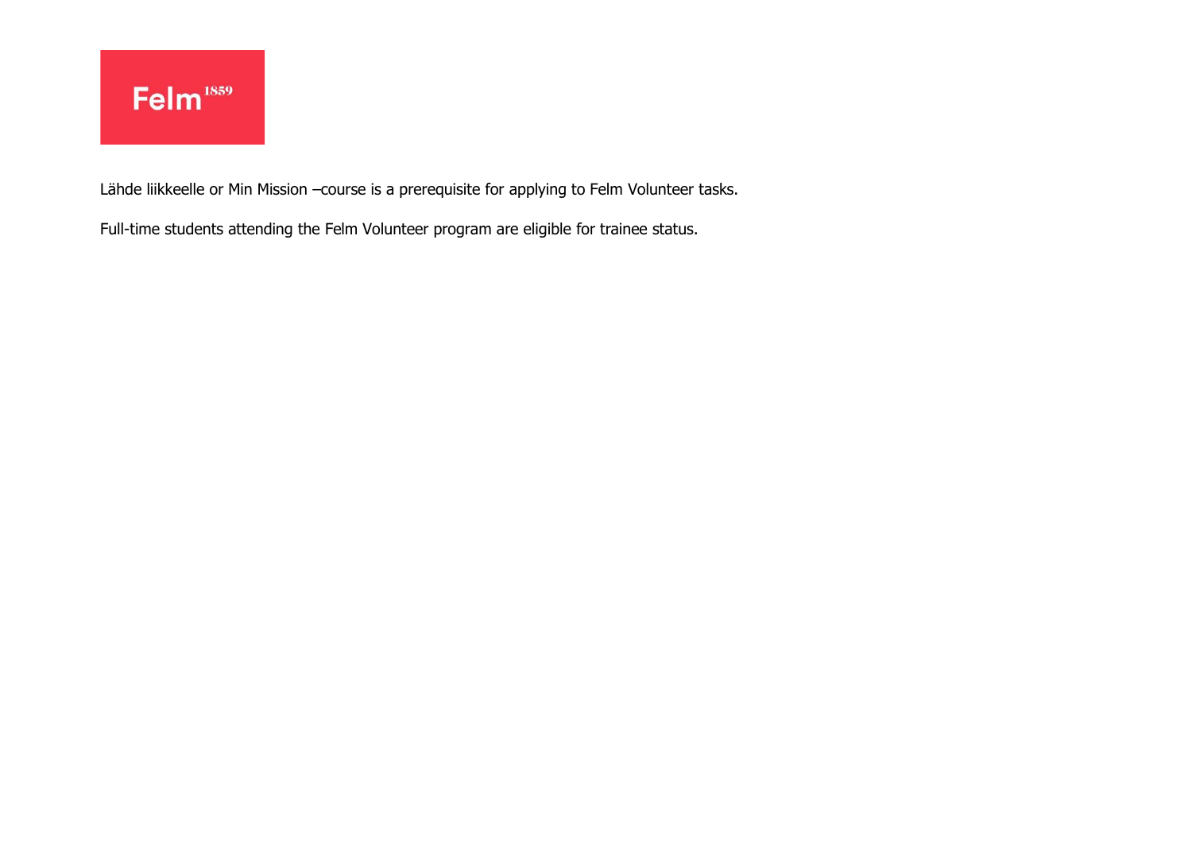Felm[1859]

Lähde liikkeelle or Min Mission –course is a prerequisite for applying to Felm Volunteer tasks.

Full-time students attending the Felm Volunteer program are eligible for trainee status.